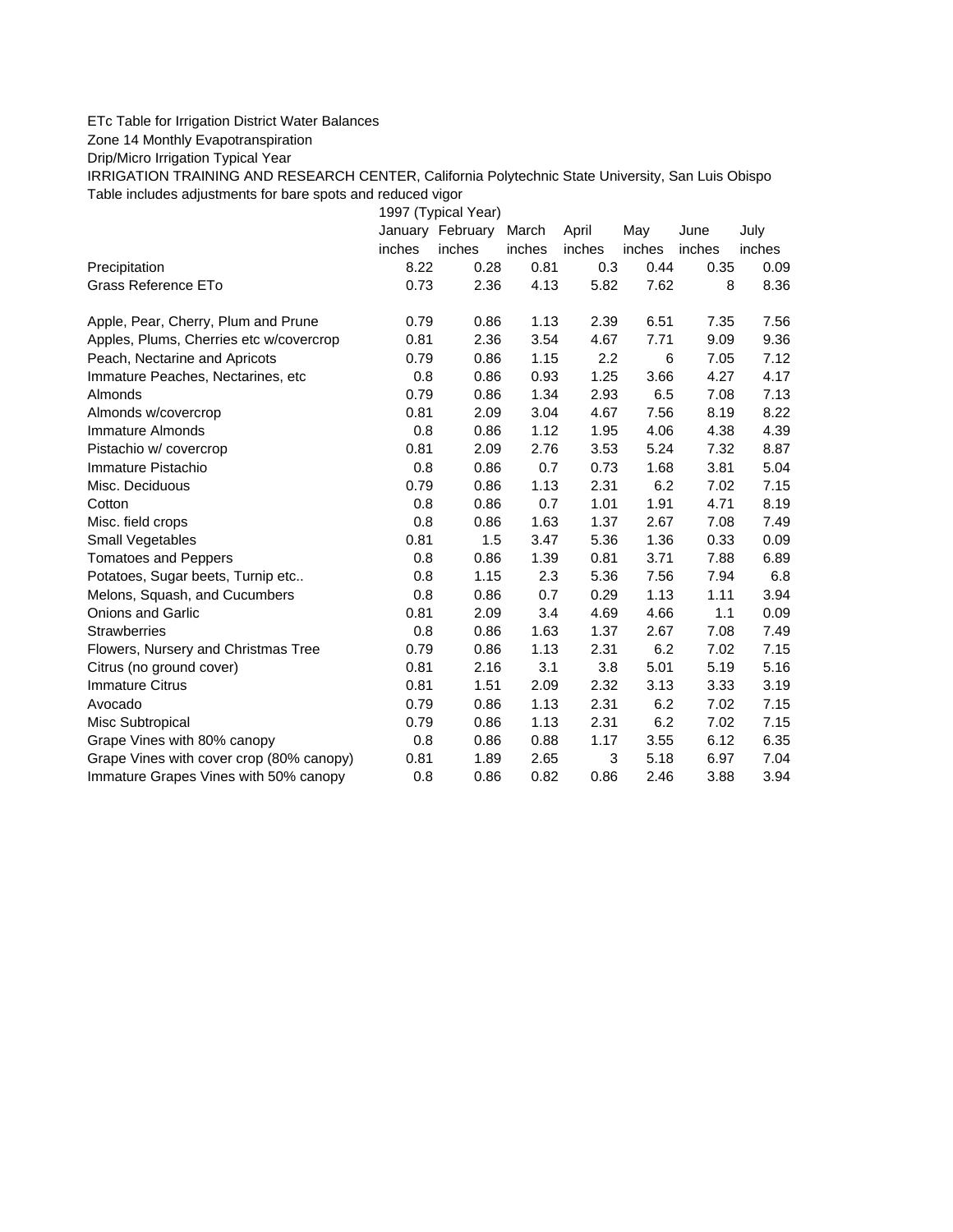ETc Table for Irrigation District Water Balances

Zone 14 Monthly Evapotranspiration

Drip/Micro Irrigation Typical Year

IRRIGATION TRAINING AND RESEARCH CENTER, California Polytechnic State University, San Luis Obispo

Table includes adjustments for bare spots and reduced vigor

| | 1997 (Typical Year) | | | | | | |
|---|---|---|---|---|---|---|---|
| | January | February | March | April | May | June | July |
| | inches | inches | inches | inches | inches | inches | inches |
| Precipitation | 8.22 | 0.28 | 0.81 | 0.3 | 0.44 | 0.35 | 0.09 |
| Grass Reference ETo | 0.73 | 2.36 | 4.13 | 5.82 | 7.62 | 8 | 8.36 |
| | | | | | | | |
| Apple, Pear, Cherry, Plum and Prune | 0.79 | 0.86 | 1.13 | 2.39 | 6.51 | 7.35 | 7.56 |
| Apples, Plums, Cherries etc w/covercrop | 0.81 | 2.36 | 3.54 | 4.67 | 7.71 | 9.09 | 9.36 |
| Peach, Nectarine and Apricots | 0.79 | 0.86 | 1.15 | 2.2 | 6 | 7.05 | 7.12 |
| Immature Peaches, Nectarines, etc | 0.8 | 0.86 | 0.93 | 1.25 | 3.66 | 4.27 | 4.17 |
| Almonds | 0.79 | 0.86 | 1.34 | 2.93 | 6.5 | 7.08 | 7.13 |
| Almonds w/covercrop | 0.81 | 2.09 | 3.04 | 4.67 | 7.56 | 8.19 | 8.22 |
| Immature Almonds | 0.8 | 0.86 | 1.12 | 1.95 | 4.06 | 4.38 | 4.39 |
| Pistachio w/ covercrop | 0.81 | 2.09 | 2.76 | 3.53 | 5.24 | 7.32 | 8.87 |
| Immature Pistachio | 0.8 | 0.86 | 0.7 | 0.73 | 1.68 | 3.81 | 5.04 |
| Misc. Deciduous | 0.79 | 0.86 | 1.13 | 2.31 | 6.2 | 7.02 | 7.15 |
| Cotton | 0.8 | 0.86 | 0.7 | 1.01 | 1.91 | 4.71 | 8.19 |
| Misc. field crops | 0.8 | 0.86 | 1.63 | 1.37 | 2.67 | 7.08 | 7.49 |
| Small Vegetables | 0.81 | 1.5 | 3.47 | 5.36 | 1.36 | 0.33 | 0.09 |
| Tomatoes and Peppers | 0.8 | 0.86 | 1.39 | 0.81 | 3.71 | 7.88 | 6.89 |
| Potatoes, Sugar beets, Turnip etc.. | 0.8 | 1.15 | 2.3 | 5.36 | 7.56 | 7.94 | 6.8 |
| Melons, Squash, and Cucumbers | 0.8 | 0.86 | 0.7 | 0.29 | 1.13 | 1.11 | 3.94 |
| Onions and Garlic | 0.81 | 2.09 | 3.4 | 4.69 | 4.66 | 1.1 | 0.09 |
| Strawberries | 0.8 | 0.86 | 1.63 | 1.37 | 2.67 | 7.08 | 7.49 |
| Flowers, Nursery and Christmas Tree | 0.79 | 0.86 | 1.13 | 2.31 | 6.2 | 7.02 | 7.15 |
| Citrus (no ground cover) | 0.81 | 2.16 | 3.1 | 3.8 | 5.01 | 5.19 | 5.16 |
| Immature Citrus | 0.81 | 1.51 | 2.09 | 2.32 | 3.13 | 3.33 | 3.19 |
| Avocado | 0.79 | 0.86 | 1.13 | 2.31 | 6.2 | 7.02 | 7.15 |
| Misc Subtropical | 0.79 | 0.86 | 1.13 | 2.31 | 6.2 | 7.02 | 7.15 |
| Grape Vines with 80% canopy | 0.8 | 0.86 | 0.88 | 1.17 | 3.55 | 6.12 | 6.35 |
| Grape Vines with cover crop (80% canopy) | 0.81 | 1.89 | 2.65 | 3 | 5.18 | 6.97 | 7.04 |
| Immature Grapes Vines with 50% canopy | 0.8 | 0.86 | 0.82 | 0.86 | 2.46 | 3.88 | 3.94 |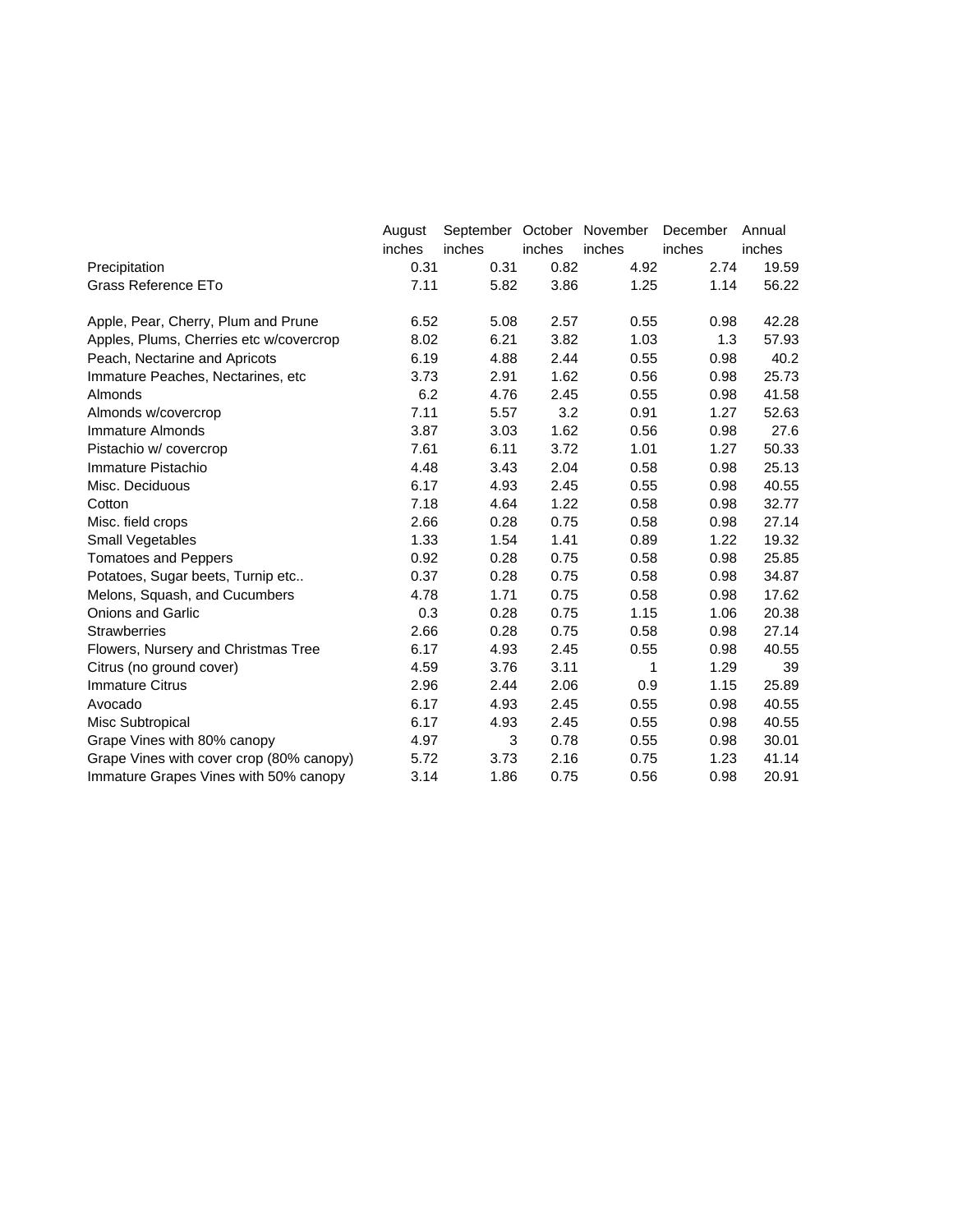| | August inches | September inches | October inches | November inches | December inches | Annual inches |
|---|---|---|---|---|---|---|
| Precipitation | 0.31 | 0.31 | 0.82 | 4.92 | 2.74 | 19.59 |
| Grass Reference ETo | 7.11 | 5.82 | 3.86 | 1.25 | 1.14 | 56.22 |
| | | | | | | |
| Apple, Pear, Cherry, Plum and Prune | 6.52 | 5.08 | 2.57 | 0.55 | 0.98 | 42.28 |
| Apples, Plums, Cherries etc w/covercrop | 8.02 | 6.21 | 3.82 | 1.03 | 1.3 | 57.93 |
| Peach, Nectarine and Apricots | 6.19 | 4.88 | 2.44 | 0.55 | 0.98 | 40.2 |
| Immature Peaches, Nectarines, etc | 3.73 | 2.91 | 1.62 | 0.56 | 0.98 | 25.73 |
| Almonds | 6.2 | 4.76 | 2.45 | 0.55 | 0.98 | 41.58 |
| Almonds w/covercrop | 7.11 | 5.57 | 3.2 | 0.91 | 1.27 | 52.63 |
| Immature Almonds | 3.87 | 3.03 | 1.62 | 0.56 | 0.98 | 27.6 |
| Pistachio w/ covercrop | 7.61 | 6.11 | 3.72 | 1.01 | 1.27 | 50.33 |
| Immature Pistachio | 4.48 | 3.43 | 2.04 | 0.58 | 0.98 | 25.13 |
| Misc. Deciduous | 6.17 | 4.93 | 2.45 | 0.55 | 0.98 | 40.55 |
| Cotton | 7.18 | 4.64 | 1.22 | 0.58 | 0.98 | 32.77 |
| Misc. field crops | 2.66 | 0.28 | 0.75 | 0.58 | 0.98 | 27.14 |
| Small Vegetables | 1.33 | 1.54 | 1.41 | 0.89 | 1.22 | 19.32 |
| Tomatoes and Peppers | 0.92 | 0.28 | 0.75 | 0.58 | 0.98 | 25.85 |
| Potatoes, Sugar beets, Turnip etc.. | 0.37 | 0.28 | 0.75 | 0.58 | 0.98 | 34.87 |
| Melons, Squash, and Cucumbers | 4.78 | 1.71 | 0.75 | 0.58 | 0.98 | 17.62 |
| Onions and Garlic | 0.3 | 0.28 | 0.75 | 1.15 | 1.06 | 20.38 |
| Strawberries | 2.66 | 0.28 | 0.75 | 0.58 | 0.98 | 27.14 |
| Flowers, Nursery and Christmas Tree | 6.17 | 4.93 | 2.45 | 0.55 | 0.98 | 40.55 |
| Citrus (no ground cover) | 4.59 | 3.76 | 3.11 | 1 | 1.29 | 39 |
| Immature Citrus | 2.96 | 2.44 | 2.06 | 0.9 | 1.15 | 25.89 |
| Avocado | 6.17 | 4.93 | 2.45 | 0.55 | 0.98 | 40.55 |
| Misc Subtropical | 6.17 | 4.93 | 2.45 | 0.55 | 0.98 | 40.55 |
| Grape Vines with 80% canopy | 4.97 | 3 | 0.78 | 0.55 | 0.98 | 30.01 |
| Grape Vines with cover crop (80% canopy) | 5.72 | 3.73 | 2.16 | 0.75 | 1.23 | 41.14 |
| Immature Grapes Vines with 50% canopy | 3.14 | 1.86 | 0.75 | 0.56 | 0.98 | 20.91 |